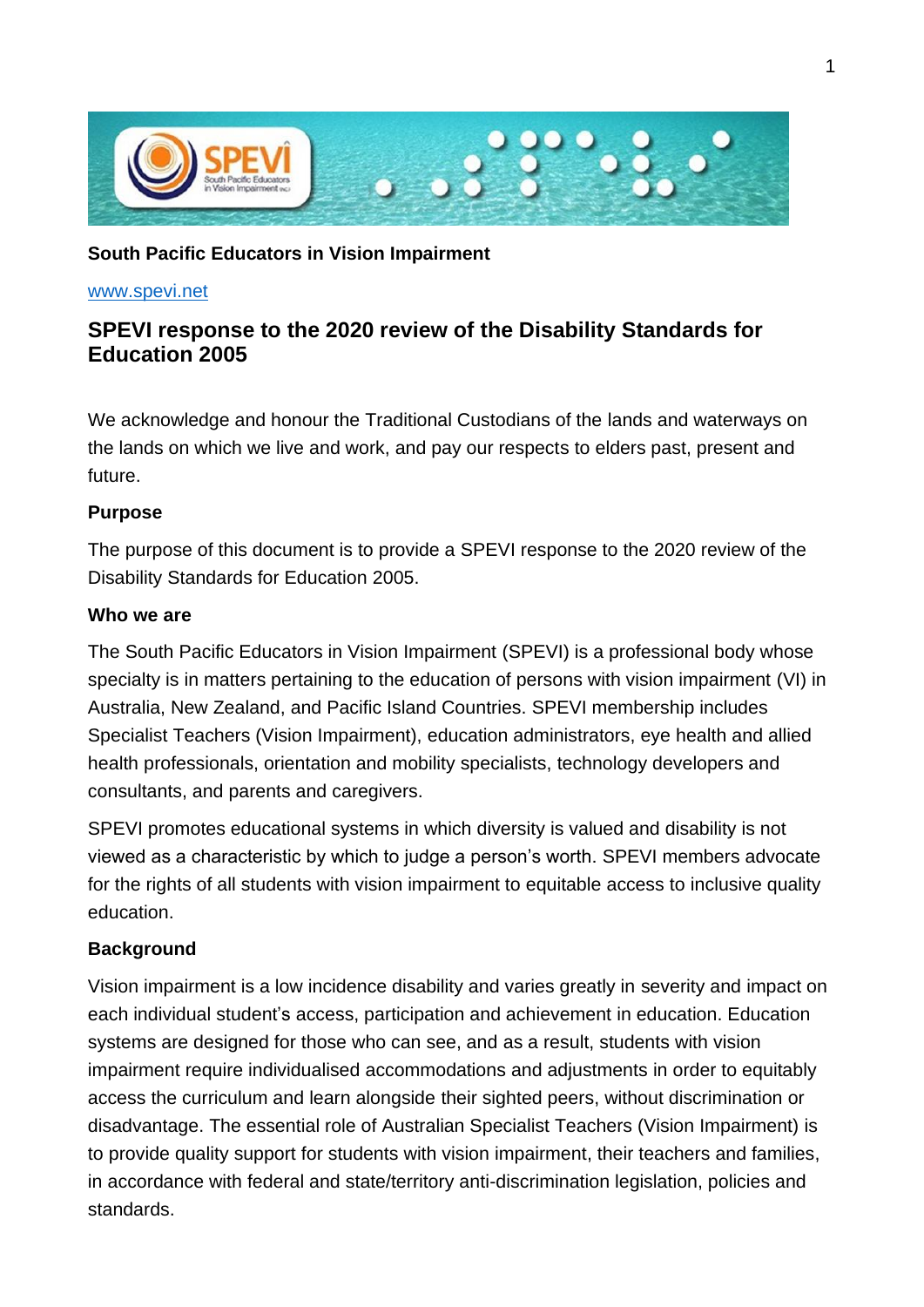**South Pacific Educators in Vision Impairment**

[www.spevi.net](http://www.spevi.net)

# SPEVI response to the 2020 review of the Disability Standards for Education 2005

We acknowledge and honour the Traditional Custodians of the lands and waterways on the lands on which we live and work, and pay our respects to elders past, present and future.

**Purpose**

The purpose of this document is to provide a SPEVI response to the 2020 review of the Disability Standards for Education 2005.

**Who we are**

The South Pacific Educators in Vision Impairment (SPEVI) is a professional body whose specialty is in matters pertaining to the education of persons with vision impairment (VI) in Australia, New Zealand, and Pacific Island Countries. SPEVI membership includes Specialist Teachers (Vision Impairment), education administrators, eye health and allied health professionals, orientation and mobility specialists, technology developers and consultants, and parents and caregivers.

SPEVI promotes educational systems in which diversity is valued and disability is not viewed as a characteristic by which to judge a person's worth. SPEVI members advocate for the rights of all students with vision impairment to equitable access to inclusive quality education.

**Background**

Vision impairment is a low incidence disability and varies greatly in severity and impact on each individual student's access, participation and achievement in education. Education systems are designed for those who can see, and as a result, students with vision impairment require individualised accommodations and adjustments in order to equitably access the curriculum and learn alongside their sighted peers, without discrimination or disadvantage. The essential role of Australian Specialist Teachers (Vision Impairment) is to provide quality support for students with vision impairment, their teachers and families, in accordance with federal and state/territory anti-discrimination legislation, policies and standards.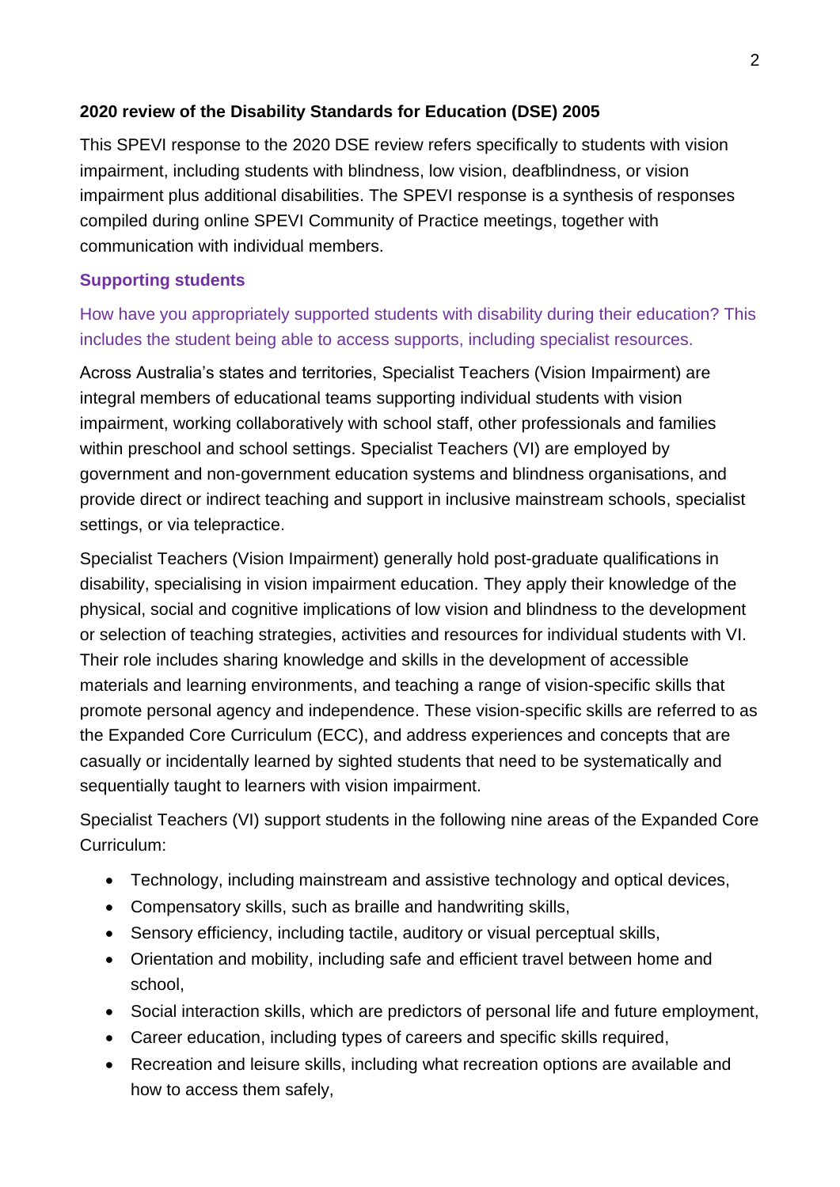## 2020 review of the Disability Standards for Education (DSE) 2005

This SPEVI response to the 2020 DSE review refers specifically to students with vision impairment, including students with blindness, low vision, deafblindness, or vision impairment plus additional disabilities. The SPEVI response is a synthesis of responses compiled during online SPEVI Community of Practice meetings, together with communication with individual members.

### Supporting students

How have you appropriately supported students with disability during their education? This includes the student being able to access supports, including specialist resources.

Across Australia's states and territories, Specialist Teachers (Vision Impairment) are integral members of educational teams supporting individual students with vision impairment, working collaboratively with school staff, other professionals and families within preschool and school settings. Specialist Teachers (VI) are employed by government and non-government education systems and blindness organisations, and provide direct or indirect teaching and support in inclusive mainstream schools, specialist settings, or via telepractice.

Specialist Teachers (Vision Impairment) generally hold post-graduate qualifications in disability, specialising in vision impairment education. They apply their knowledge of the physical, social and cognitive implications of low vision and blindness to the development or selection of teaching strategies, activities and resources for individual students with VI. Their role includes sharing knowledge and skills in the development of accessible materials and learning environments, and teaching a range of vision-specific skills that promote personal agency and independence. These vision-specific skills are referred to as the Expanded Core Curriculum (ECC), and address experiences and concepts that are casually or incidentally learned by sighted students that need to be systematically and sequentially taught to learners with vision impairment.

Specialist Teachers (VI) support students in the following nine areas of the Expanded Core Curriculum:

- Technology, including mainstream and assistive technology and optical devices,
- Compensatory skills, such as braille and handwriting skills,
- Sensory efficiency, including tactile, auditory or visual perceptual skills,
- Orientation and mobility, including safe and efficient travel between home and school,
- Social interaction skills, which are predictors of personal life and future employment,
- Career education, including types of careers and specific skills required,
- Recreation and leisure skills, including what recreation options are available and how to access them safely,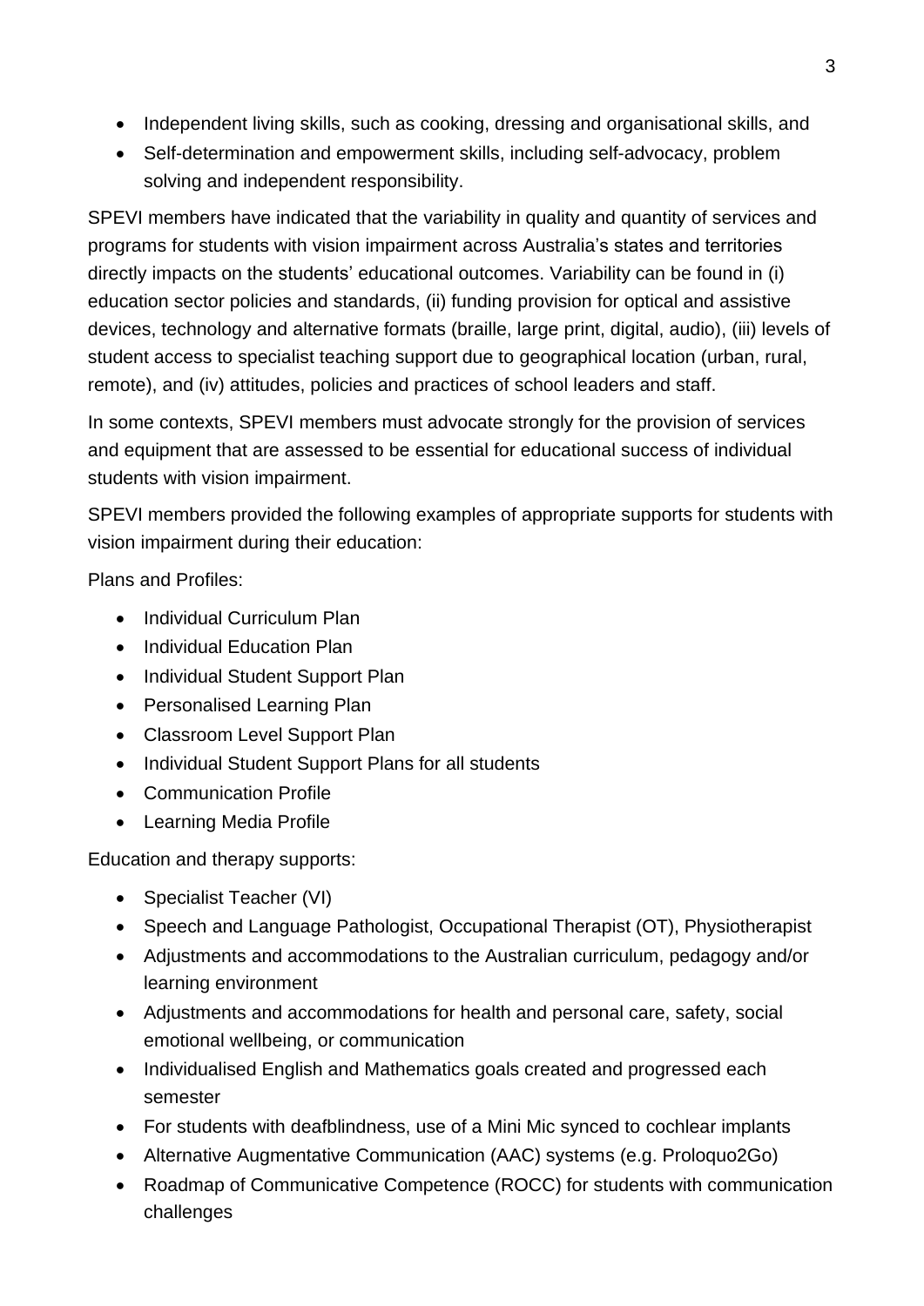- Independent living skills, such as cooking, dressing and organisational skills, and
- Self-determination and empowerment skills, including self-advocacy, problem solving and independent responsibility.

SPEVI members have indicated that the variability in quality and quantity of services and programs for students with vision impairment across Australia's states and territories directly impacts on the students' educational outcomes. Variability can be found in (i) education sector policies and standards, (ii) funding provision for optical and assistive devices, technology and alternative formats (braille, large print, digital, audio), (iii) levels of student access to specialist teaching support due to geographical location (urban, rural, remote), and (iv) attitudes, policies and practices of school leaders and staff.

In some contexts, SPEVI members must advocate strongly for the provision of services and equipment that are assessed to be essential for educational success of individual students with vision impairment.

SPEVI members provided the following examples of appropriate supports for students with vision impairment during their education:

Plans and Profiles:

- Individual Curriculum Plan
- Individual Education Plan
- Individual Student Support Plan
- Personalised Learning Plan
- Classroom Level Support Plan
- Individual Student Support Plans for all students
- Communication Profile
- Learning Media Profile

Education and therapy supports:

- Specialist Teacher (VI)
- Speech and Language Pathologist, Occupational Therapist (OT), Physiotherapist
- Adjustments and accommodations to the Australian curriculum, pedagogy and/or learning environment
- Adjustments and accommodations for health and personal care, safety, social emotional wellbeing, or communication
- Individualised English and Mathematics goals created and progressed each semester
- For students with deafblindness, use of a Mini Mic synced to cochlear implants
- Alternative Augmentative Communication (AAC) systems (e.g. Proloquo2Go)
- Roadmap of Communicative Competence (ROCC) for students with communication challenges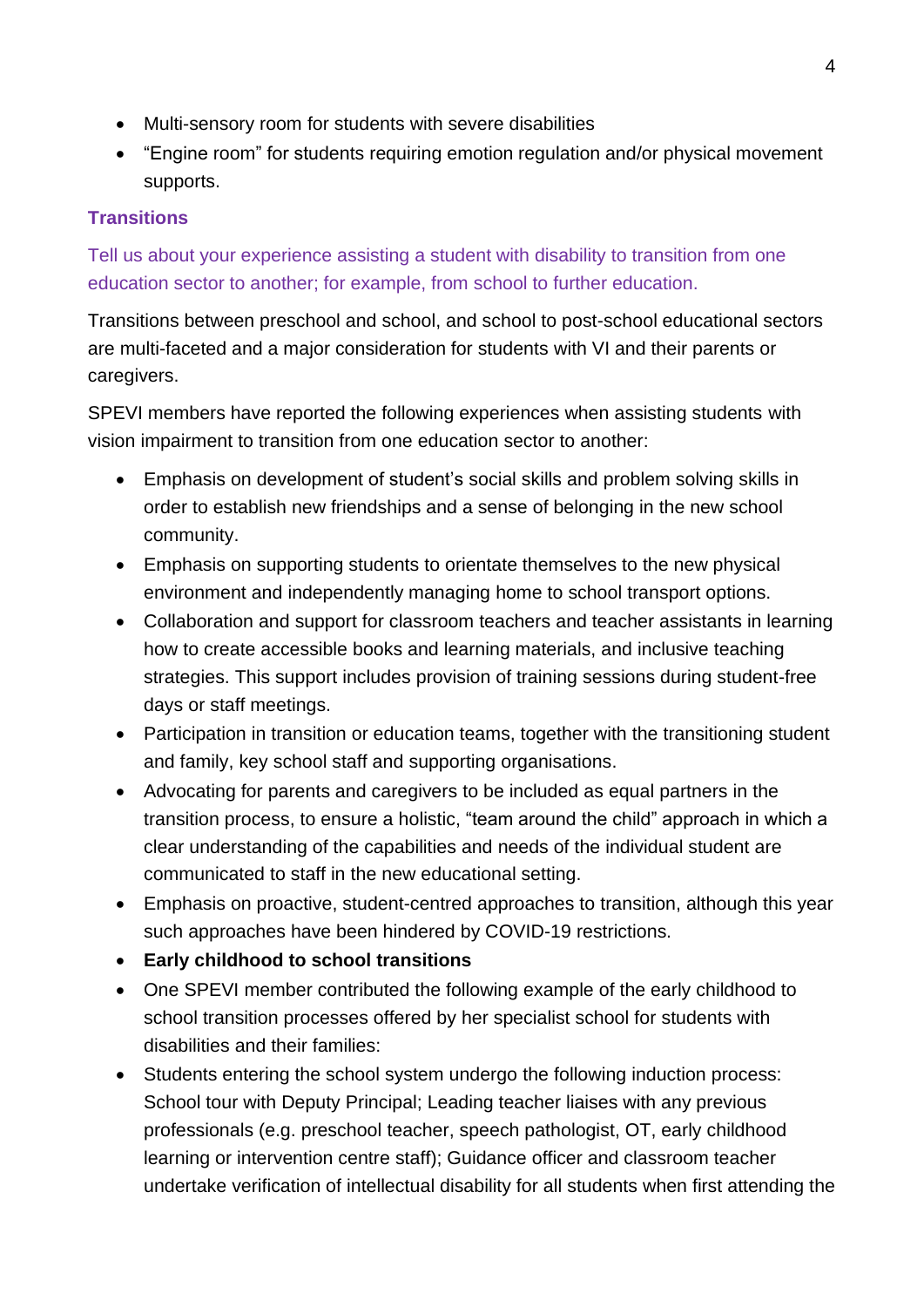- Multi-sensory room for students with severe disabilities
- "Engine room" for students requiring emotion regulation and/or physical movement supports.

## Transitions

Tell us about your experience assisting a student with disability to transition from one education sector to another; for example, from school to further education.

Transitions between preschool and school, and school to post-school educational sectors are multi-faceted and a major consideration for students with VI and their parents or caregivers.

SPEVI members have reported the following experiences when assisting students with vision impairment to transition from one education sector to another:

- Emphasis on development of student's social skills and problem solving skills in order to establish new friendships and a sense of belonging in the new school community.
- Emphasis on supporting students to orientate themselves to the new physical environment and independently managing home to school transport options.
- Collaboration and support for classroom teachers and teacher assistants in learning how to create accessible books and learning materials, and inclusive teaching strategies. This support includes provision of training sessions during student-free days or staff meetings.
- Participation in transition or education teams, together with the transitioning student and family, key school staff and supporting organisations.
- Advocating for parents and caregivers to be included as equal partners in the transition process, to ensure a holistic, "team around the child" approach in which a clear understanding of the capabilities and needs of the individual student are communicated to staff in the new educational setting.
- Emphasis on proactive, student-centred approaches to transition, although this year such approaches have been hindered by COVID-19 restrictions.
- **Early childhood to school transitions**
- One SPEVI member contributed the following example of the early childhood to school transition processes offered by her specialist school for students with disabilities and their families:
- Students entering the school system undergo the following induction process: School tour with Deputy Principal; Leading teacher liaises with any previous professionals (e.g. preschool teacher, speech pathologist, OT, early childhood learning or intervention centre staff); Guidance officer and classroom teacher undertake verification of intellectual disability for all students when first attending the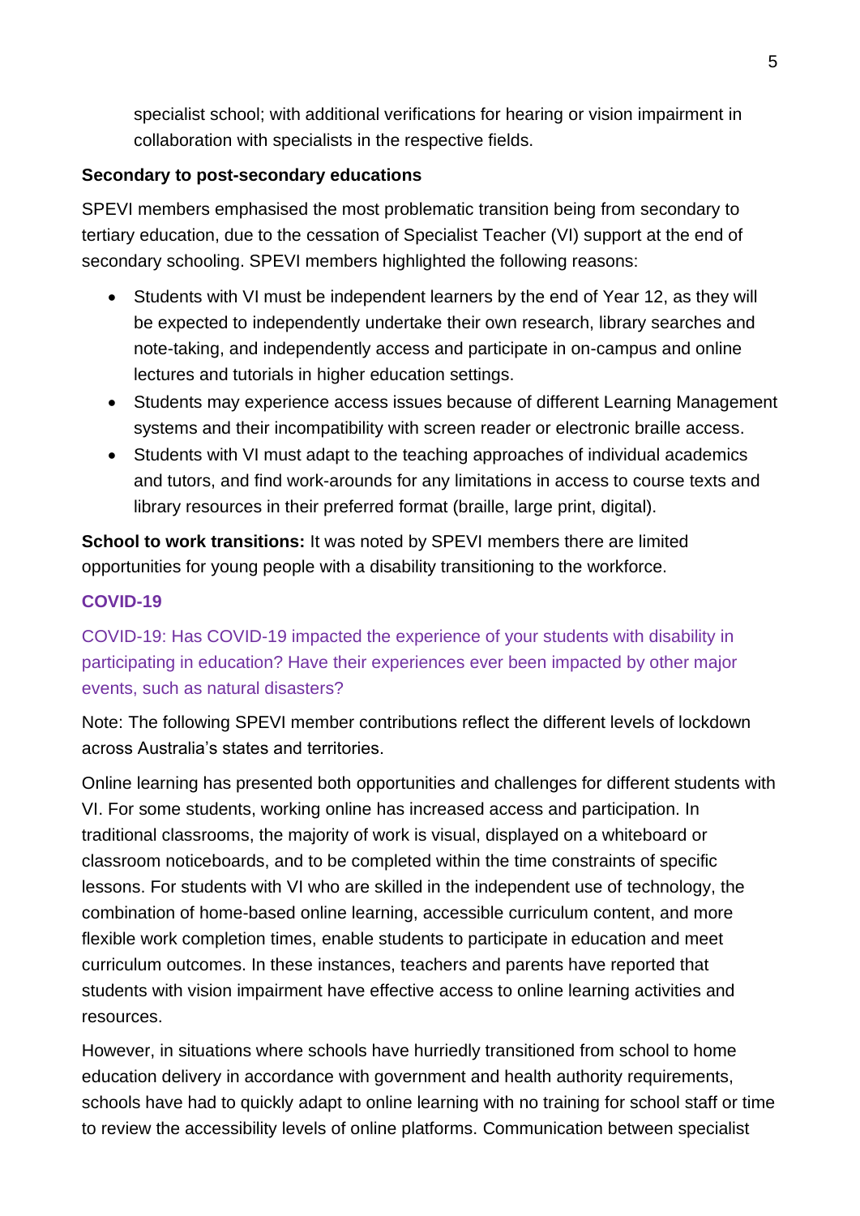specialist school; with additional verifications for hearing or vision impairment in collaboration with specialists in the respective fields.

**Secondary to post-secondary educations**

SPEVI members emphasised the most problematic transition being from secondary to tertiary education, due to the cessation of Specialist Teacher (VI) support at the end of secondary schooling. SPEVI members highlighted the following reasons:

- Students with VI must be independent learners by the end of Year 12, as they will be expected to independently undertake their own research, library searches and note-taking, and independently access and participate in on-campus and online lectures and tutorials in higher education settings.
- Students may experience access issues because of different Learning Management systems and their incompatibility with screen reader or electronic braille access.
- Students with VI must adapt to the teaching approaches of individual academics and tutors, and find work-arounds for any limitations in access to course texts and library resources in their preferred format (braille, large print, digital).

**School to work transitions:** It was noted by SPEVI members there are limited opportunities for young people with a disability transitioning to the workforce.

## COVID-19

COVID-19: Has COVID-19 impacted the experience of your students with disability in participating in education? Have their experiences ever been impacted by other major events, such as natural disasters?

Note: The following SPEVI member contributions reflect the different levels of lockdown across Australia's states and territories.

Online learning has presented both opportunities and challenges for different students with VI. For some students, working online has increased access and participation. In traditional classrooms, the majority of work is visual, displayed on a whiteboard or classroom noticeboards, and to be completed within the time constraints of specific lessons. For students with VI who are skilled in the independent use of technology, the combination of home-based online learning, accessible curriculum content, and more flexible work completion times, enable students to participate in education and meet curriculum outcomes. In these instances, teachers and parents have reported that students with vision impairment have effective access to online learning activities and resources.

However, in situations where schools have hurriedly transitioned from school to home education delivery in accordance with government and health authority requirements, schools have had to quickly adapt to online learning with no training for school staff or time to review the accessibility levels of online platforms. Communication between specialist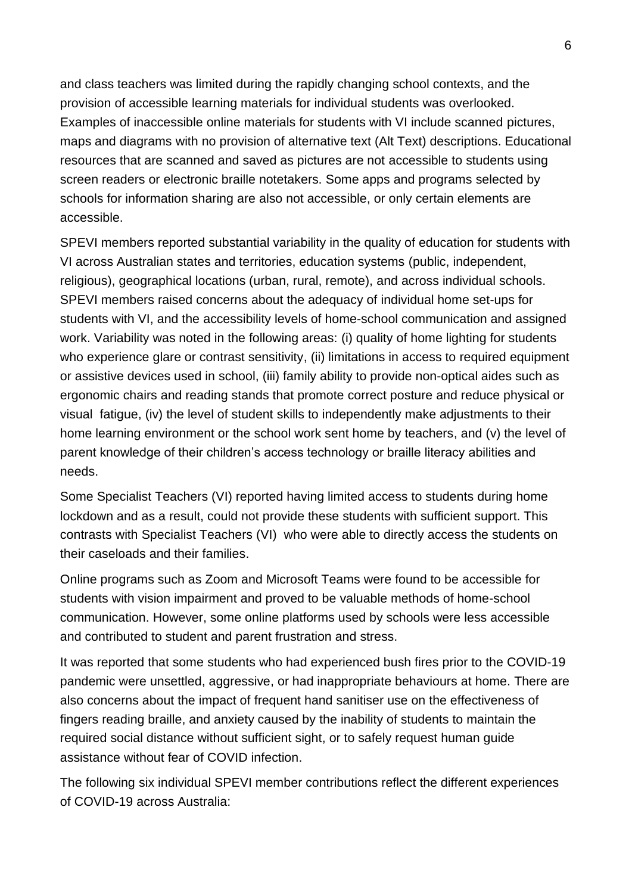and class teachers was limited during the rapidly changing school contexts, and the provision of accessible learning materials for individual students was overlooked. Examples of inaccessible online materials for students with VI include scanned pictures, maps and diagrams with no provision of alternative text (Alt Text) descriptions. Educational resources that are scanned and saved as pictures are not accessible to students using screen readers or electronic braille notetakers. Some apps and programs selected by schools for information sharing are also not accessible, or only certain elements are accessible.

SPEVI members reported substantial variability in the quality of education for students with VI across Australian states and territories, education systems (public, independent, religious), geographical locations (urban, rural, remote), and across individual schools. SPEVI members raised concerns about the adequacy of individual home set-ups for students with VI, and the accessibility levels of home-school communication and assigned work. Variability was noted in the following areas: (i) quality of home lighting for students who experience glare or contrast sensitivity, (ii) limitations in access to required equipment or assistive devices used in school, (iii) family ability to provide non-optical aides such as ergonomic chairs and reading stands that promote correct posture and reduce physical or visual fatigue, (iv) the level of student skills to independently make adjustments to their home learning environment or the school work sent home by teachers, and (v) the level of parent knowledge of their children's access technology or braille literacy abilities and needs.

Some Specialist Teachers (VI) reported having limited access to students during home lockdown and as a result, could not provide these students with sufficient support. This contrasts with Specialist Teachers (VI) who were able to directly access the students on their caseloads and their families.

Online programs such as Zoom and Microsoft Teams were found to be accessible for students with vision impairment and proved to be valuable methods of home-school communication. However, some online platforms used by schools were less accessible and contributed to student and parent frustration and stress.

It was reported that some students who had experienced bush fires prior to the COVID-19 pandemic were unsettled, aggressive, or had inappropriate behaviours at home. There are also concerns about the impact of frequent hand sanitiser use on the effectiveness of fingers reading braille, and anxiety caused by the inability of students to maintain the required social distance without sufficient sight, or to safely request human guide assistance without fear of COVID infection.

The following six individual SPEVI member contributions reflect the different experiences of COVID-19 across Australia: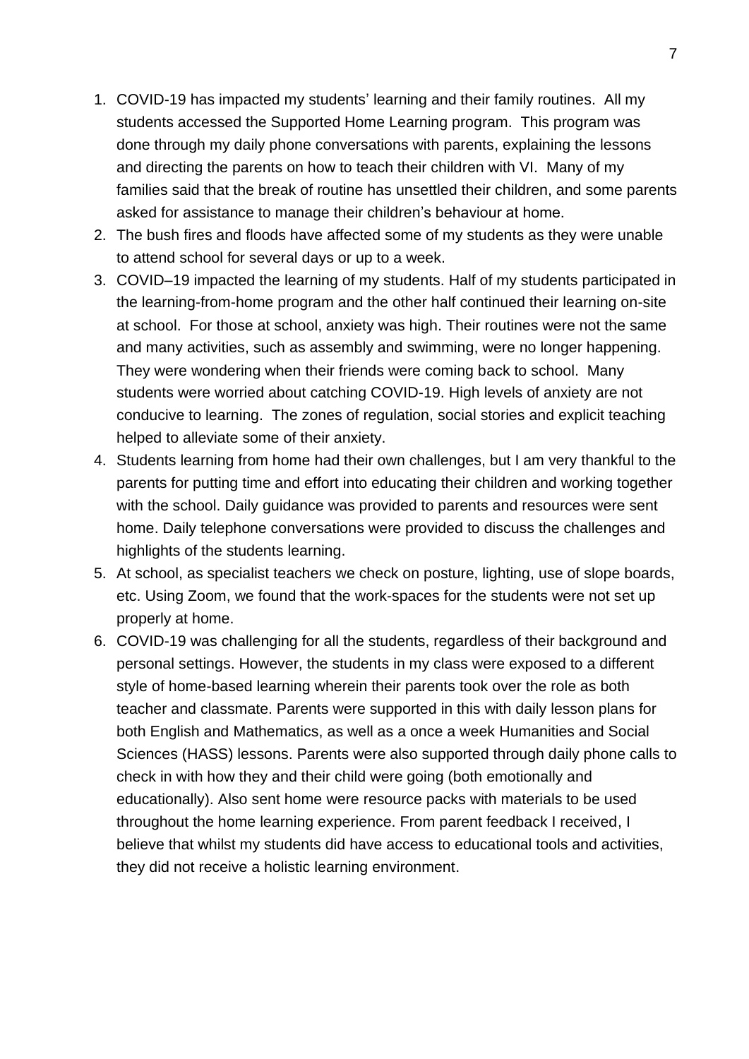1. COVID-19 has impacted my students' learning and their family routines. All my students accessed the Supported Home Learning program. This program was done through my daily phone conversations with parents, explaining the lessons and directing the parents on how to teach their children with VI. Many of my families said that the break of routine has unsettled their children, and some parents asked for assistance to manage their children's behaviour at home.
2. The bush fires and floods have affected some of my students as they were unable to attend school for several days or up to a week.
3. COVID–19 impacted the learning of my students. Half of my students participated in the learning-from-home program and the other half continued their learning on-site at school. For those at school, anxiety was high. Their routines were not the same and many activities, such as assembly and swimming, were no longer happening. They were wondering when their friends were coming back to school. Many students were worried about catching COVID-19. High levels of anxiety are not conducive to learning. The zones of regulation, social stories and explicit teaching helped to alleviate some of their anxiety.
4. Students learning from home had their own challenges, but I am very thankful to the parents for putting time and effort into educating their children and working together with the school. Daily guidance was provided to parents and resources were sent home. Daily telephone conversations were provided to discuss the challenges and highlights of the students learning.
5. At school, as specialist teachers we check on posture, lighting, use of slope boards, etc. Using Zoom, we found that the work-spaces for the students were not set up properly at home.
6. COVID-19 was challenging for all the students, regardless of their background and personal settings. However, the students in my class were exposed to a different style of home-based learning wherein their parents took over the role as both teacher and classmate. Parents were supported in this with daily lesson plans for both English and Mathematics, as well as a once a week Humanities and Social Sciences (HASS) lessons. Parents were also supported through daily phone calls to check in with how they and their child were going (both emotionally and educationally). Also sent home were resource packs with materials to be used throughout the home learning experience. From parent feedback I received, I believe that whilst my students did have access to educational tools and activities, they did not receive a holistic learning environment.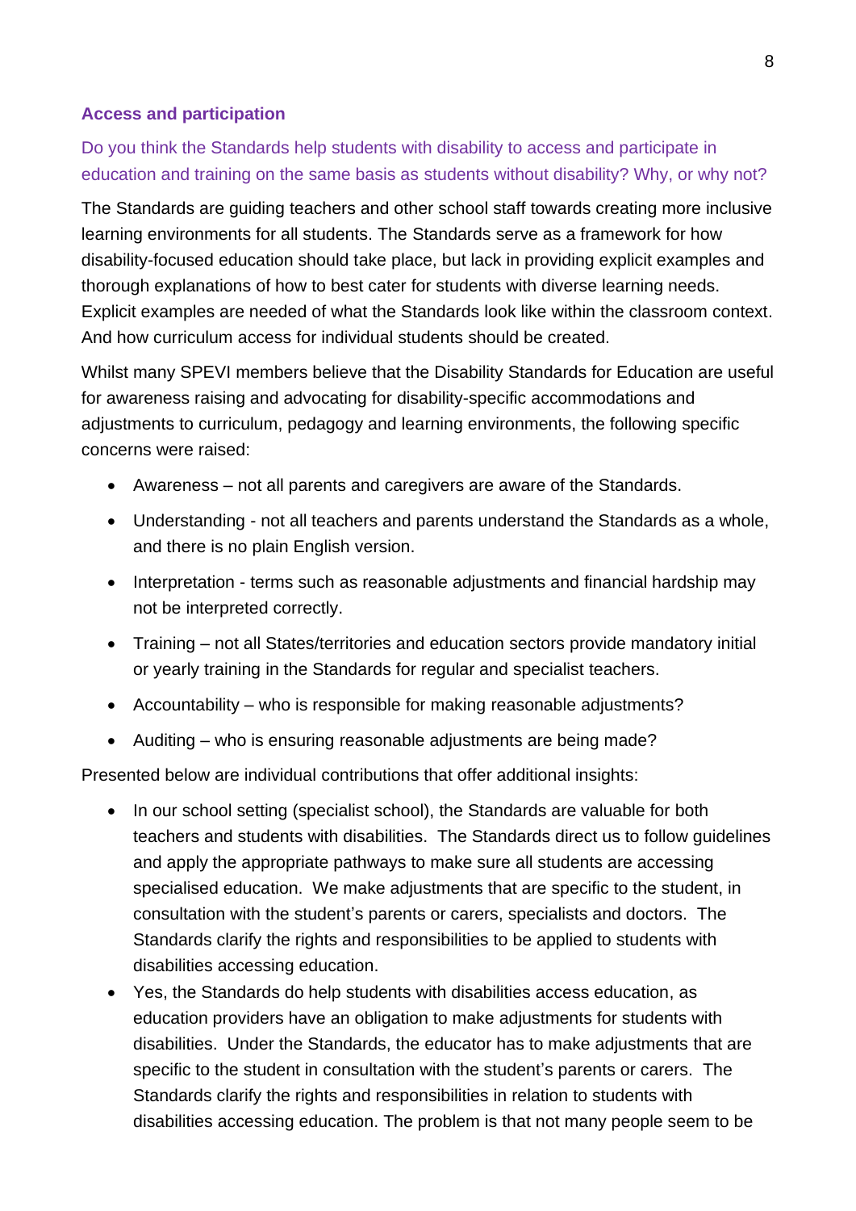### Access and participation

Do you think the Standards help students with disability to access and participate in education and training on the same basis as students without disability? Why, or why not?

The Standards are guiding teachers and other school staff towards creating more inclusive learning environments for all students. The Standards serve as a framework for how disability-focused education should take place, but lack in providing explicit examples and thorough explanations of how to best cater for students with diverse learning needs. Explicit examples are needed of what the Standards look like within the classroom context. And how curriculum access for individual students should be created.

Whilst many SPEVI members believe that the Disability Standards for Education are useful for awareness raising and advocating for disability-specific accommodations and adjustments to curriculum, pedagogy and learning environments, the following specific concerns were raised:

- Awareness – not all parents and caregivers are aware of the Standards.
- Understanding - not all teachers and parents understand the Standards as a whole, and there is no plain English version.
- Interpretation - terms such as reasonable adjustments and financial hardship may not be interpreted correctly.
- Training – not all States/territories and education sectors provide mandatory initial or yearly training in the Standards for regular and specialist teachers.
- Accountability – who is responsible for making reasonable adjustments?
- Auditing – who is ensuring reasonable adjustments are being made?

Presented below are individual contributions that offer additional insights:

- In our school setting (specialist school), the Standards are valuable for both teachers and students with disabilities. The Standards direct us to follow guidelines and apply the appropriate pathways to make sure all students are accessing specialised education. We make adjustments that are specific to the student, in consultation with the student's parents or carers, specialists and doctors. The Standards clarify the rights and responsibilities to be applied to students with disabilities accessing education.
- Yes, the Standards do help students with disabilities access education, as education providers have an obligation to make adjustments for students with disabilities. Under the Standards, the educator has to make adjustments that are specific to the student in consultation with the student's parents or carers. The Standards clarify the rights and responsibilities in relation to students with disabilities accessing education. The problem is that not many people seem to be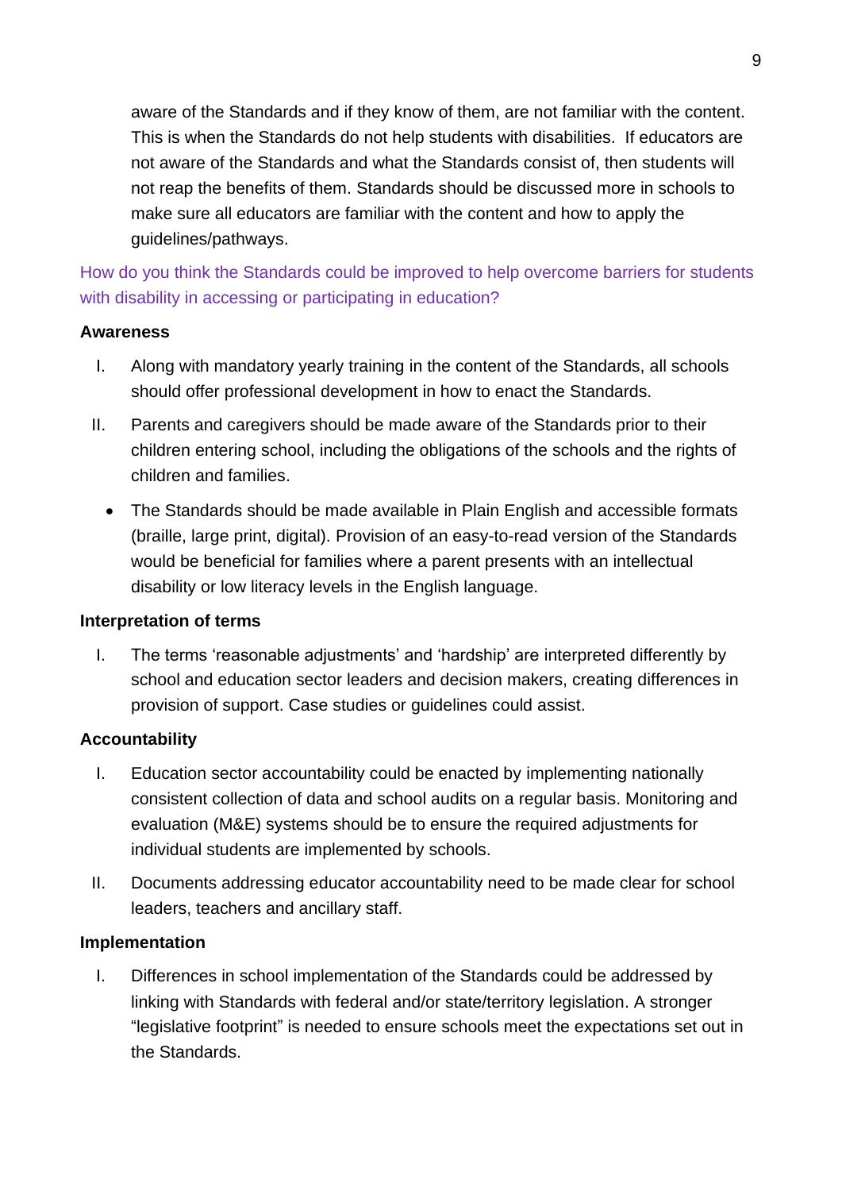aware of the Standards and if they know of them, are not familiar with the content. This is when the Standards do not help students with disabilities. If educators are not aware of the Standards and what the Standards consist of, then students will not reap the benefits of them. Standards should be discussed more in schools to make sure all educators are familiar with the content and how to apply the guidelines/pathways.

How do you think the Standards could be improved to help overcome barriers for students with disability in accessing or participating in education?

**Awareness**

I. Along with mandatory yearly training in the content of the Standards, all schools should offer professional development in how to enact the Standards.

II. Parents and caregivers should be made aware of the Standards prior to their children entering school, including the obligations of the schools and the rights of children and families.

- The Standards should be made available in Plain English and accessible formats (braille, large print, digital). Provision of an easy-to-read version of the Standards would be beneficial for families where a parent presents with an intellectual disability or low literacy levels in the English language.

**Interpretation of terms**

I. The terms 'reasonable adjustments' and 'hardship' are interpreted differently by school and education sector leaders and decision makers, creating differences in provision of support. Case studies or guidelines could assist.

**Accountability**

I. Education sector accountability could be enacted by implementing nationally consistent collection of data and school audits on a regular basis. Monitoring and evaluation (M&E) systems should be to ensure the required adjustments for individual students are implemented by schools.

II. Documents addressing educator accountability need to be made clear for school leaders, teachers and ancillary staff.

**Implementation**

I. Differences in school implementation of the Standards could be addressed by linking with Standards with federal and/or state/territory legislation. A stronger "legislative footprint" is needed to ensure schools meet the expectations set out in the Standards.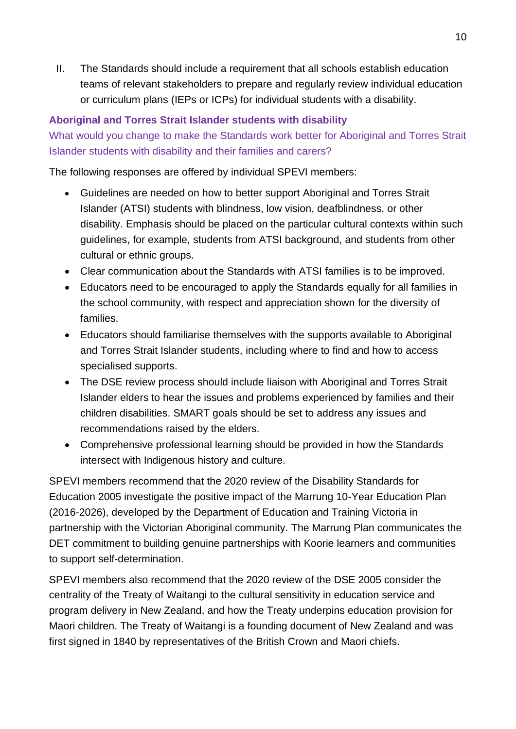II. The Standards should include a requirement that all schools establish education teams of relevant stakeholders to prepare and regularly review individual education or curriculum plans (IEPs or ICPs) for individual students with a disability.

### Aboriginal and Torres Strait Islander students with disability

What would you change to make the Standards work better for Aboriginal and Torres Strait Islander students with disability and their families and carers?

The following responses are offered by individual SPEVI members:

- Guidelines are needed on how to better support Aboriginal and Torres Strait Islander (ATSI) students with blindness, low vision, deafblindness, or other disability. Emphasis should be placed on the particular cultural contexts within such guidelines, for example, students from ATSI background, and students from other cultural or ethnic groups.
- Clear communication about the Standards with ATSI families is to be improved.
- Educators need to be encouraged to apply the Standards equally for all families in the school community, with respect and appreciation shown for the diversity of families.
- Educators should familiarise themselves with the supports available to Aboriginal and Torres Strait Islander students, including where to find and how to access specialised supports.
- The DSE review process should include liaison with Aboriginal and Torres Strait Islander elders to hear the issues and problems experienced by families and their children disabilities. SMART goals should be set to address any issues and recommendations raised by the elders.
- Comprehensive professional learning should be provided in how the Standards intersect with Indigenous history and culture.

SPEVI members recommend that the 2020 review of the Disability Standards for Education 2005 investigate the positive impact of the Marrung 10-Year Education Plan (2016-2026), developed by the Department of Education and Training Victoria in partnership with the Victorian Aboriginal community. The Marrung Plan communicates the DET commitment to building genuine partnerships with Koorie learners and communities to support self-determination.

SPEVI members also recommend that the 2020 review of the DSE 2005 consider the centrality of the Treaty of Waitangi to the cultural sensitivity in education service and program delivery in New Zealand, and how the Treaty underpins education provision for Maori children. The Treaty of Waitangi is a founding document of New Zealand and was first signed in 1840 by representatives of the British Crown and Maori chiefs.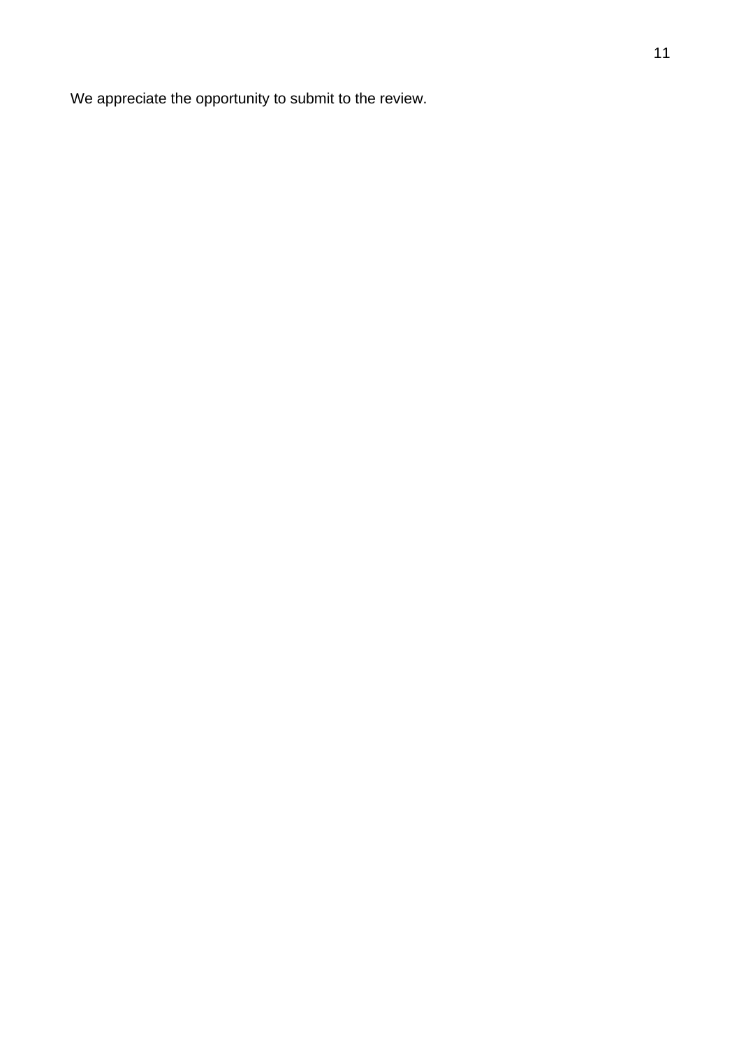We appreciate the opportunity to submit to the review.